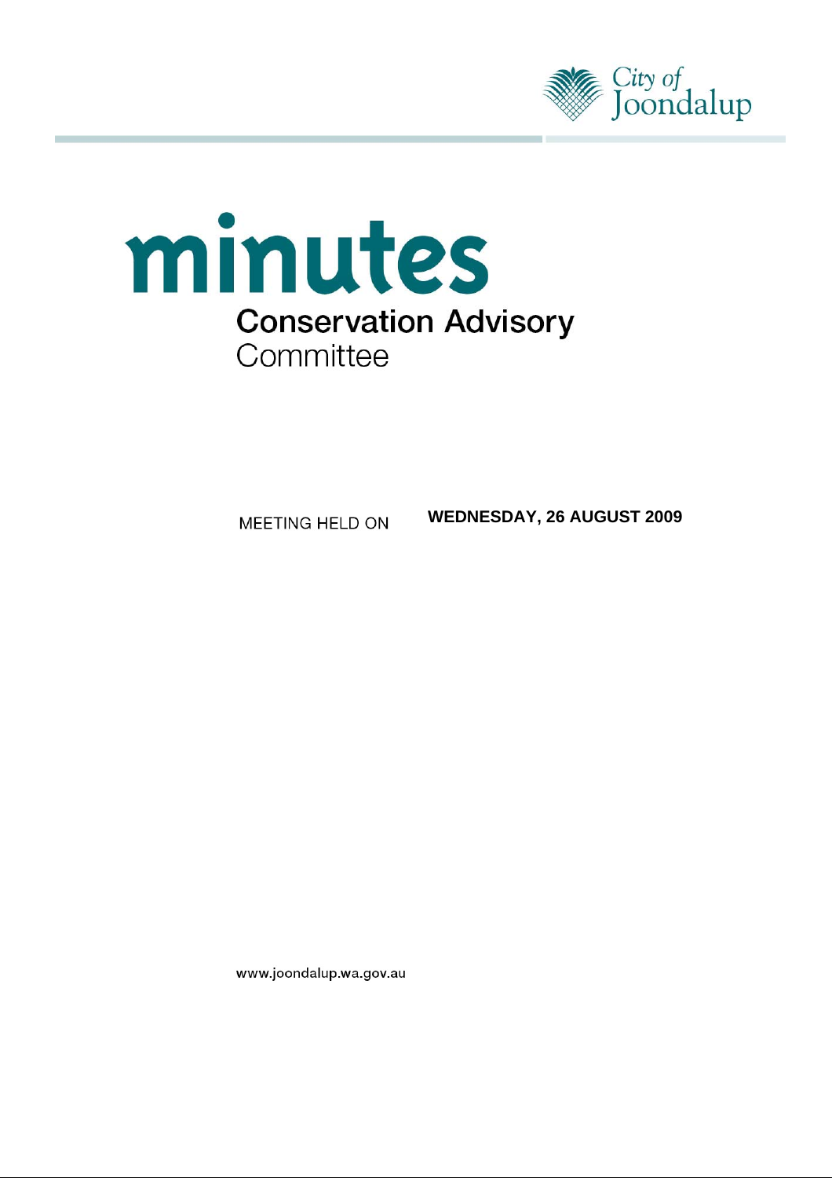City of Joondalup

# minutes

## Conservation Advisory Committee

MEETING HELD ON **WEDNESDAY, 26 AUGUST 2009**

www.joondalup.wa.gov.au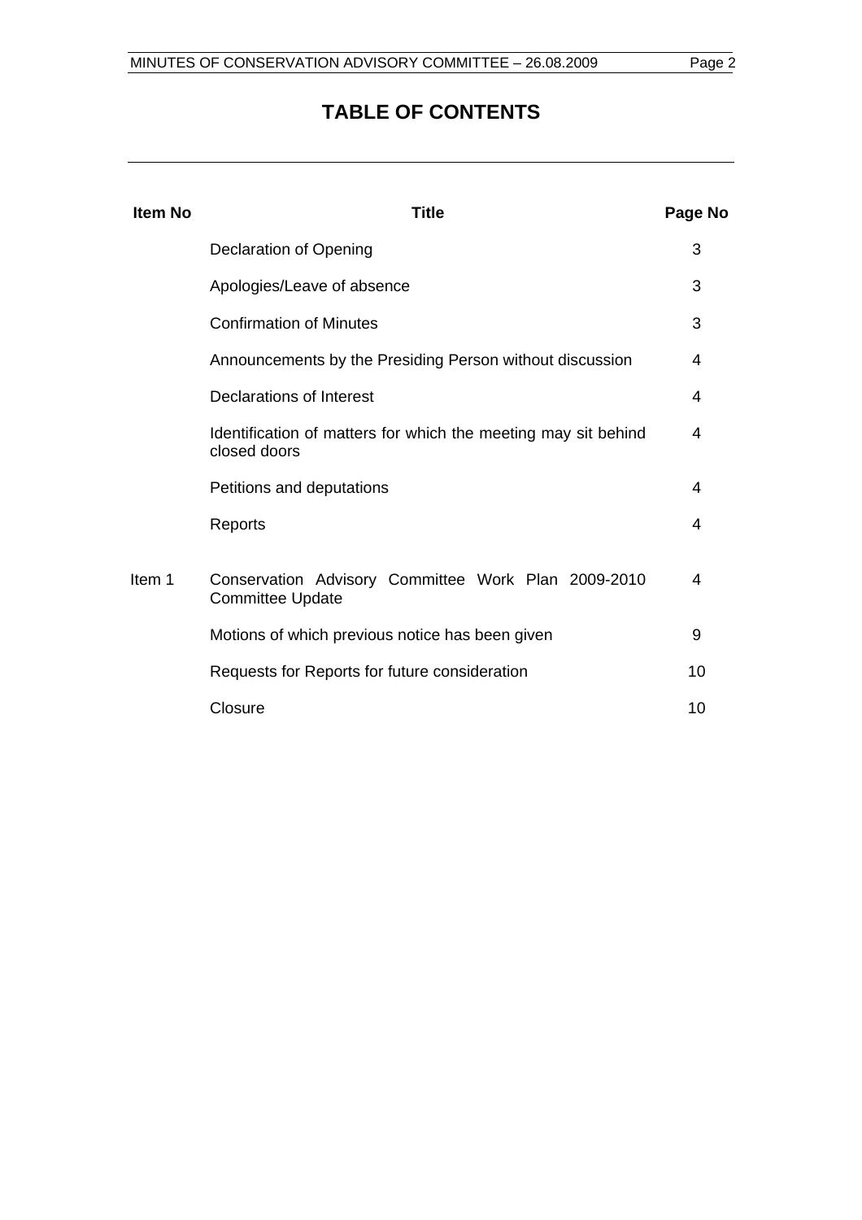# TABLE OF CONTENTS

| Item No | Title | Page No |
|---|---|---|
| | Declaration of Opening | 3 |
| | Apologies/Leave of absence | 3 |
| | Confirmation of Minutes | 3 |
| | Announcements by the Presiding Person without discussion | 4 |
| | Declarations of Interest | 4 |
| | Identification of matters for which the meeting may sit behind closed doors | 4 |
| | Petitions and deputations | 4 |
| | Reports | 4 |
| Item 1 | Conservation Advisory Committee Work Plan 2009-2010 Committee Update | 4 |
| | Motions of which previous notice has been given | 9 |
| | Requests for Reports for future consideration | 10 |
| | Closure | 10 |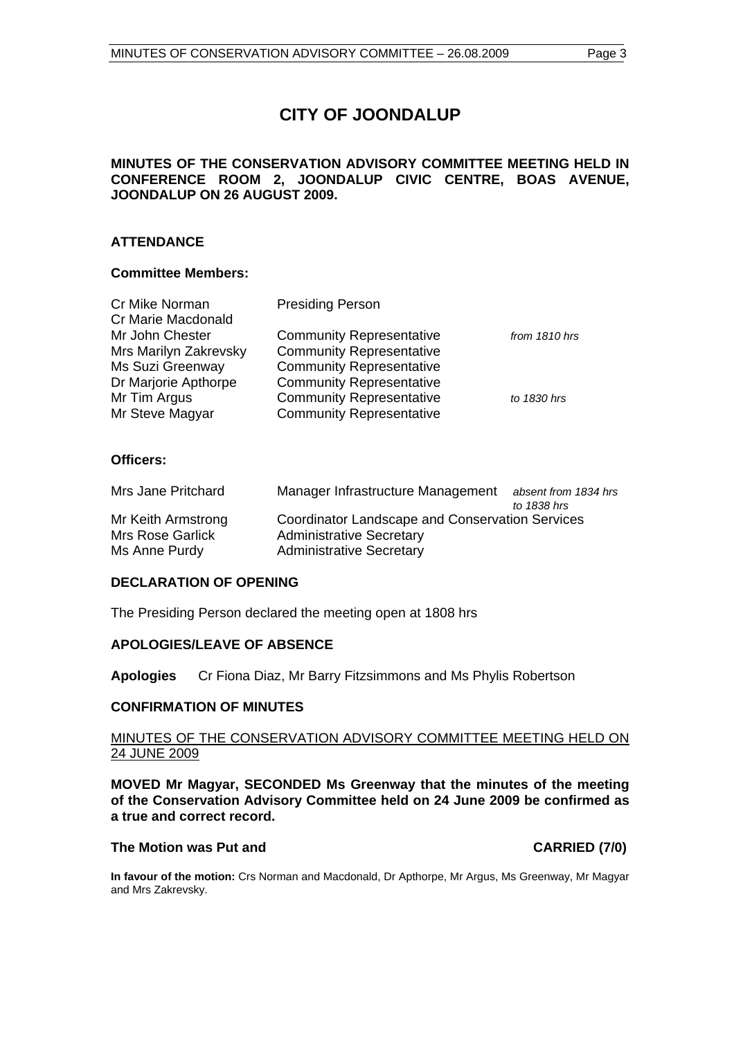# CITY OF JOONDALUP

**MINUTES OF THE CONSERVATION ADVISORY COMMITTEE MEETING HELD IN CONFERENCE ROOM 2, JOONDALUP CIVIC CENTRE, BOAS AVENUE, JOONDALUP ON 26 AUGUST 2009.**

## ATTENDANCE

### Committee Members:

| | | |
|---|---|---|
| Cr Mike Norman | Presiding Person | |
| Cr Marie Macdonald | | |
| Mr John Chester | Community Representative | *from 1810 hrs* |
| Mrs Marilyn Zakrevsky | Community Representative | |
| Ms Suzi Greenway | Community Representative | |
| Dr Marjorie Apthorpe | Community Representative | |
| Mr Tim Argus | Community Representative | *to 1830 hrs* |
| Mr Steve Magyar | Community Representative | |

### Officers:

| | | |
|---|---|---|
| Mrs Jane Pritchard | Manager Infrastructure Management | *absent from 1834 hrs to 1838 hrs* |
| Mr Keith Armstrong | Coordinator Landscape and Conservation Services | |
| Mrs Rose Garlick | Administrative Secretary | |
| Ms Anne Purdy | Administrative Secretary | |

## DECLARATION OF OPENING

The Presiding Person declared the meeting open at 1808 hrs

## APOLOGIES/LEAVE OF ABSENCE

**Apologies** Cr Fiona Diaz, Mr Barry Fitzsimmons and Ms Phylis Robertson

## CONFIRMATION OF MINUTES

MINUTES OF THE CONSERVATION ADVISORY COMMITTEE MEETING HELD ON 24 JUNE 2009

**MOVED Mr Magyar, SECONDED Ms Greenway that the minutes of the meeting of the Conservation Advisory Committee held on 24 June 2009 be confirmed as a true and correct record.**

**The Motion was Put and CARRIED (7/0)**

**In favour of the motion:** Crs Norman and Macdonald, Dr Apthorpe, Mr Argus, Ms Greenway, Mr Magyar and Mrs Zakrevsky.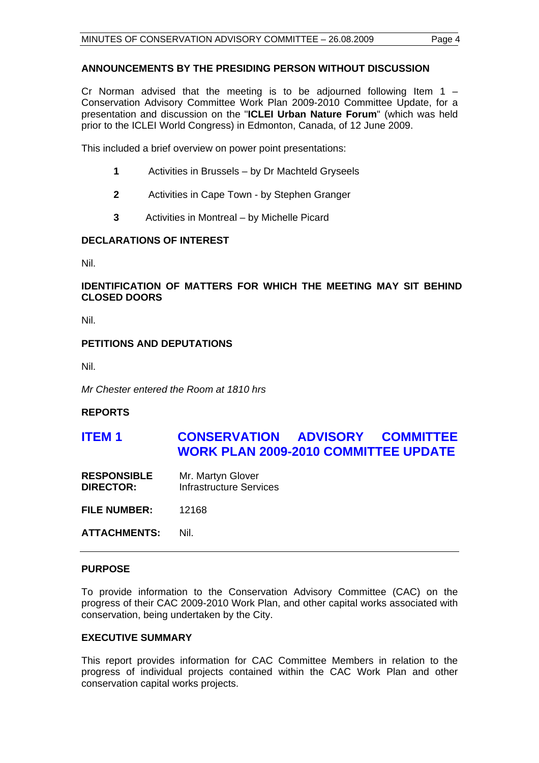## ANNOUNCEMENTS BY THE PRESIDING PERSON WITHOUT DISCUSSION

Cr Norman advised that the meeting is to be adjourned following Item 1 – Conservation Advisory Committee Work Plan 2009-2010 Committee Update, for a presentation and discussion on the "**ICLEI Urban Nature Forum**" (which was held prior to the ICLEI World Congress) in Edmonton, Canada, of 12 June 2009.

This included a brief overview on power point presentations:

1. Activities in Brussels – by Dr Machteld Gryseels
2. Activities in Cape Town - by Stephen Granger
3. Activities in Montreal – by Michelle Picard

## DECLARATIONS OF INTEREST

Nil.

## IDENTIFICATION OF MATTERS FOR WHICH THE MEETING MAY SIT BEHIND CLOSED DOORS

Nil.

## PETITIONS AND DEPUTATIONS

Nil.

*Mr Chester entered the Room at 1810 hrs*

## REPORTS

## ITEM 1 CONSERVATION ADVISORY COMMITTEE WORK PLAN 2009-2010 COMMITTEE UPDATE

**RESPONSIBLE DIRECTOR:** Mr. Martyn Glover
Infrastructure Services

**FILE NUMBER:** 12168

**ATTACHMENTS:** Nil.

---

### PURPOSE

To provide information to the Conservation Advisory Committee (CAC) on the progress of their CAC 2009-2010 Work Plan, and other capital works associated with conservation, being undertaken by the City.

### EXECUTIVE SUMMARY

This report provides information for CAC Committee Members in relation to the progress of individual projects contained within the CAC Work Plan and other conservation capital works projects.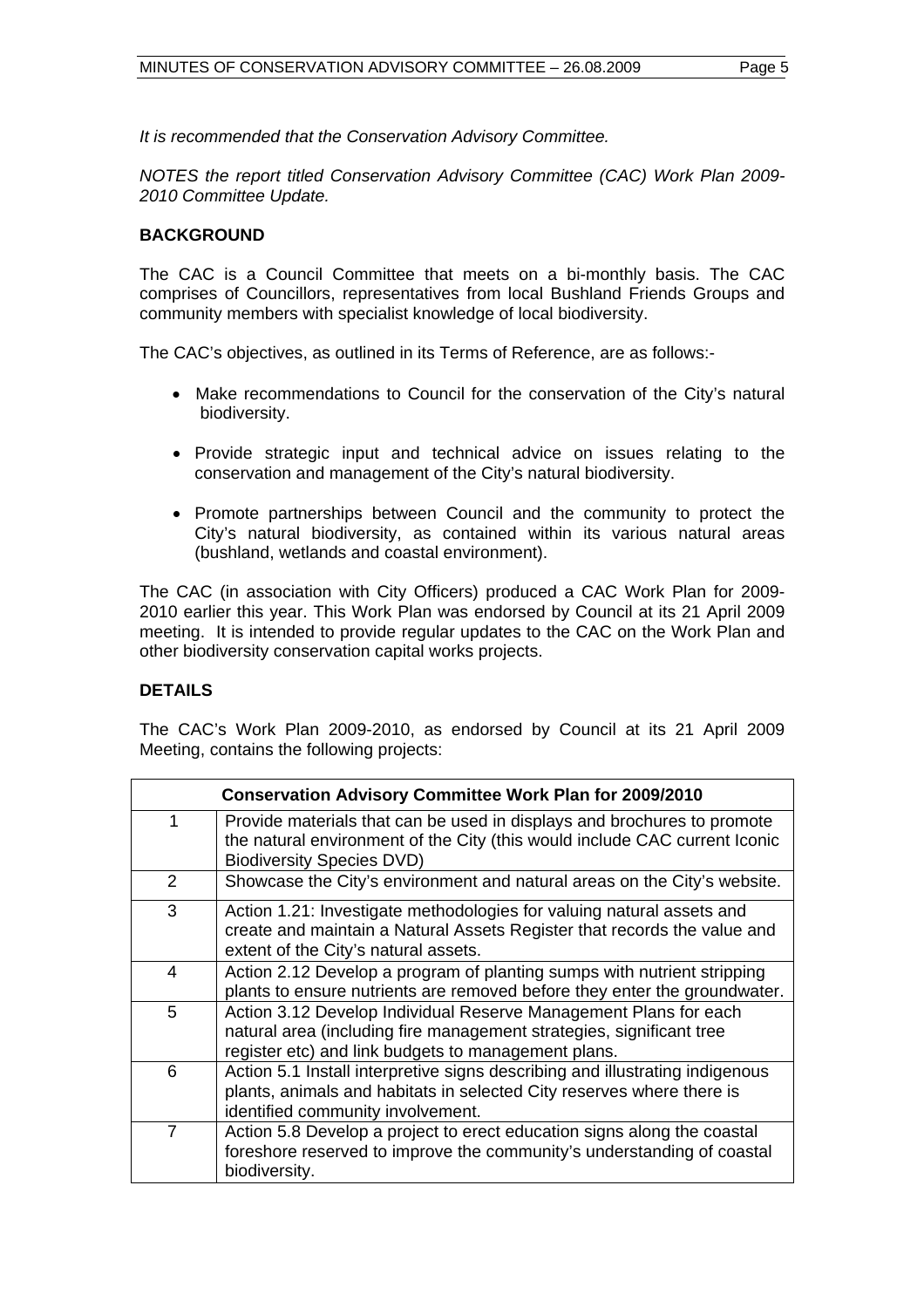*It is recommended that the Conservation Advisory Committee.*

*NOTES the report titled Conservation Advisory Committee (CAC) Work Plan 2009-2010 Committee Update.*

**BACKGROUND**

The CAC is a Council Committee that meets on a bi-monthly basis. The CAC comprises of Councillors, representatives from local Bushland Friends Groups and community members with specialist knowledge of local biodiversity.

The CAC's objectives, as outlined in its Terms of Reference, are as follows:-

- Make recommendations to Council for the conservation of the City's natural biodiversity.
- Provide strategic input and technical advice on issues relating to the conservation and management of the City's natural biodiversity.
- Promote partnerships between Council and the community to protect the City's natural biodiversity, as contained within its various natural areas (bushland, wetlands and coastal environment).

The CAC (in association with City Officers) produced a CAC Work Plan for 2009-2010 earlier this year. This Work Plan was endorsed by Council at its 21 April 2009 meeting. It is intended to provide regular updates to the CAC on the Work Plan and other biodiversity conservation capital works projects.

**DETAILS**

The CAC's Work Plan 2009-2010, as endorsed by Council at its 21 April 2009 Meeting, contains the following projects:

| **Conservation Advisory Committee Work Plan for 2009/2010** | |
|---|---|
| 1 | Provide materials that can be used in displays and brochures to promote the natural environment of the City (this would include CAC current Iconic Biodiversity Species DVD) |
| 2 | Showcase the City's environment and natural areas on the City's website. |
| 3 | Action 1.21: Investigate methodologies for valuing natural assets and create and maintain a Natural Assets Register that records the value and extent of the City's natural assets. |
| 4 | Action 2.12 Develop a program of planting sumps with nutrient stripping plants to ensure nutrients are removed before they enter the groundwater. |
| 5 | Action 3.12 Develop Individual Reserve Management Plans for each natural area (including fire management strategies, significant tree register etc) and link budgets to management plans. |
| 6 | Action 5.1 Install interpretive signs describing and illustrating indigenous plants, animals and habitats in selected City reserves where there is identified community involvement. |
| 7 | Action 5.8 Develop a project to erect education signs along the coastal foreshore reserved to improve the community's understanding of coastal biodiversity. |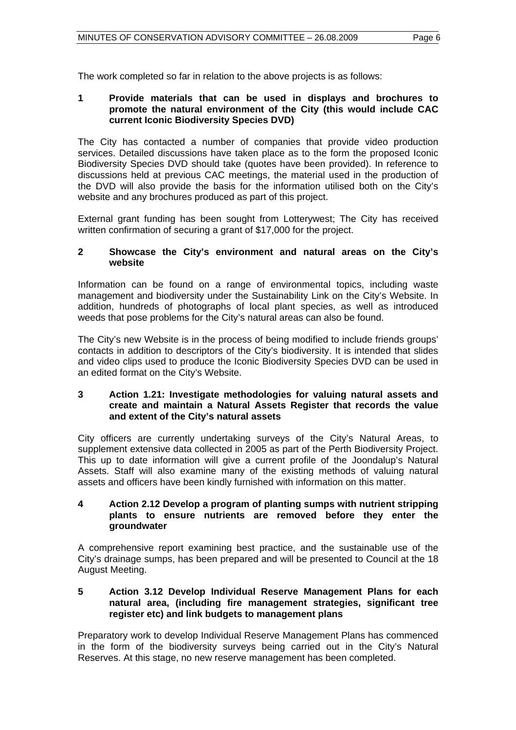The work completed so far in relation to the above projects is as follows:

**1 Provide materials that can be used in displays and brochures to promote the natural environment of the City (this would include CAC current Iconic Biodiversity Species DVD)**

The City has contacted a number of companies that provide video production services. Detailed discussions have taken place as to the form the proposed Iconic Biodiversity Species DVD should take (quotes have been provided). In reference to discussions held at previous CAC meetings, the material used in the production of the DVD will also provide the basis for the information utilised both on the City's website and any brochures produced as part of this project.

External grant funding has been sought from Lotterywest; The City has received written confirmation of securing a grant of $17,000 for the project.

**2 Showcase the City's environment and natural areas on the City's website**

Information can be found on a range of environmental topics, including waste management and biodiversity under the Sustainability Link on the City's Website. In addition, hundreds of photographs of local plant species, as well as introduced weeds that pose problems for the City's natural areas can also be found.

The City's new Website is in the process of being modified to include friends groups' contacts in addition to descriptors of the City's biodiversity. It is intended that slides and video clips used to produce the Iconic Biodiversity Species DVD can be used in an edited format on the City's Website.

**3 Action 1.21: Investigate methodologies for valuing natural assets and create and maintain a Natural Assets Register that records the value and extent of the City's natural assets**

City officers are currently undertaking surveys of the City's Natural Areas, to supplement extensive data collected in 2005 as part of the Perth Biodiversity Project. This up to date information will give a current profile of the Joondalup's Natural Assets. Staff will also examine many of the existing methods of valuing natural assets and officers have been kindly furnished with information on this matter.

**4 Action 2.12 Develop a program of planting sumps with nutrient stripping plants to ensure nutrients are removed before they enter the groundwater**

A comprehensive report examining best practice, and the sustainable use of the City's drainage sumps, has been prepared and will be presented to Council at the 18 August Meeting.

**5 Action 3.12 Develop Individual Reserve Management Plans for each natural area, (including fire management strategies, significant tree register etc) and link budgets to management plans**

Preparatory work to develop Individual Reserve Management Plans has commenced in the form of the biodiversity surveys being carried out in the City's Natural Reserves. At this stage, no new reserve management has been completed.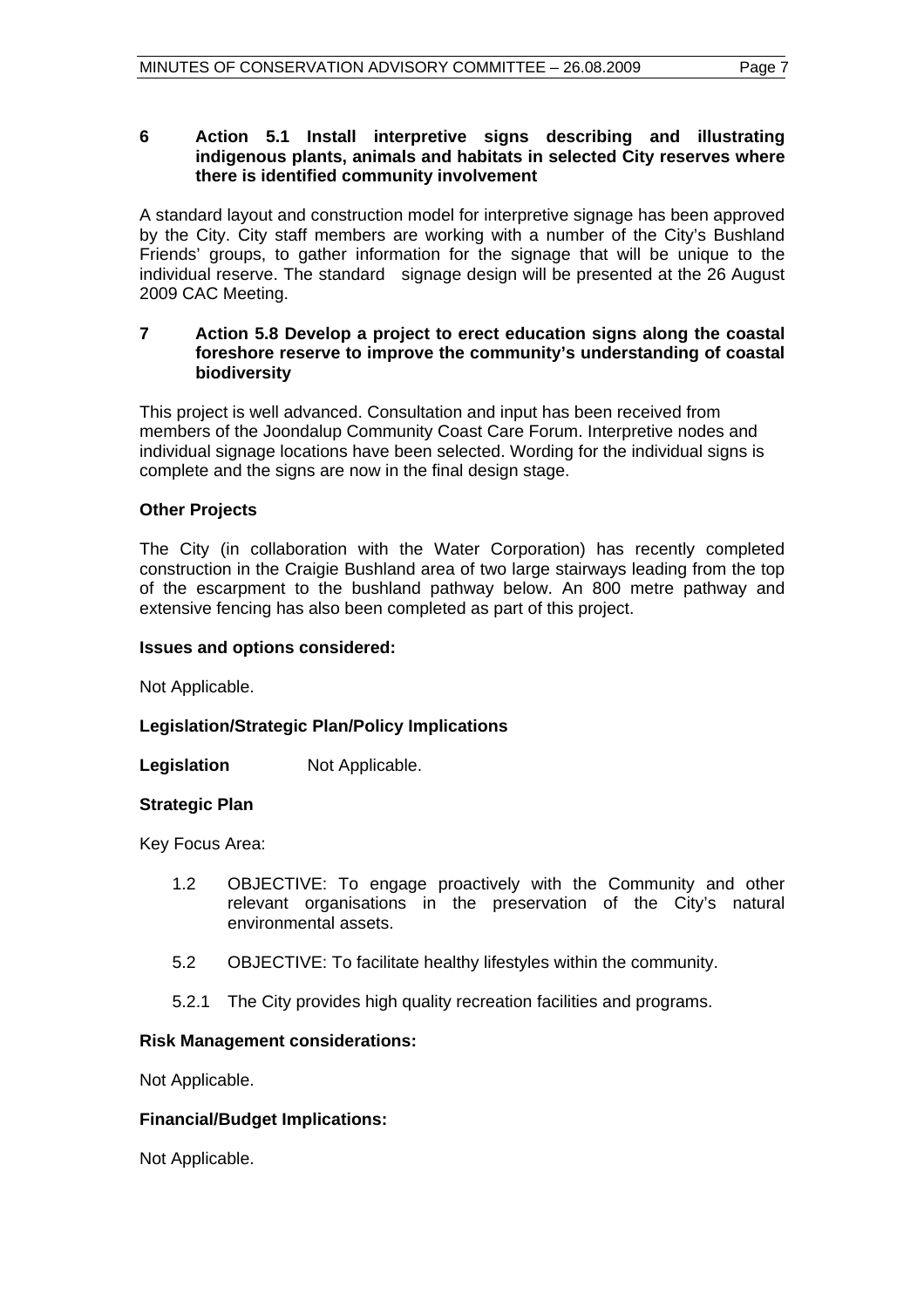**6 Action 5.1 Install interpretive signs describing and illustrating indigenous plants, animals and habitats in selected City reserves where there is identified community involvement**

A standard layout and construction model for interpretive signage has been approved by the City. City staff members are working with a number of the City's Bushland Friends' groups, to gather information for the signage that will be unique to the individual reserve. The standard signage design will be presented at the 26 August 2009 CAC Meeting.

**7 Action 5.8 Develop a project to erect education signs along the coastal foreshore reserve to improve the community's understanding of coastal biodiversity**

This project is well advanced. Consultation and input has been received from members of the Joondalup Community Coast Care Forum. Interpretive nodes and individual signage locations have been selected. Wording for the individual signs is complete and the signs are now in the final design stage.

**Other Projects**

The City (in collaboration with the Water Corporation) has recently completed construction in the Craigie Bushland area of two large stairways leading from the top of the escarpment to the bushland pathway below. An 800 metre pathway and extensive fencing has also been completed as part of this project.

**Issues and options considered:**

Not Applicable.

**Legislation/Strategic Plan/Policy Implications**

**Legislation** Not Applicable.

**Strategic Plan**

Key Focus Area:

1.2 OBJECTIVE: To engage proactively with the Community and other relevant organisations in the preservation of the City's natural environmental assets.

5.2 OBJECTIVE: To facilitate healthy lifestyles within the community.

5.2.1 The City provides high quality recreation facilities and programs.

**Risk Management considerations:**

Not Applicable.

**Financial/Budget Implications:**

Not Applicable.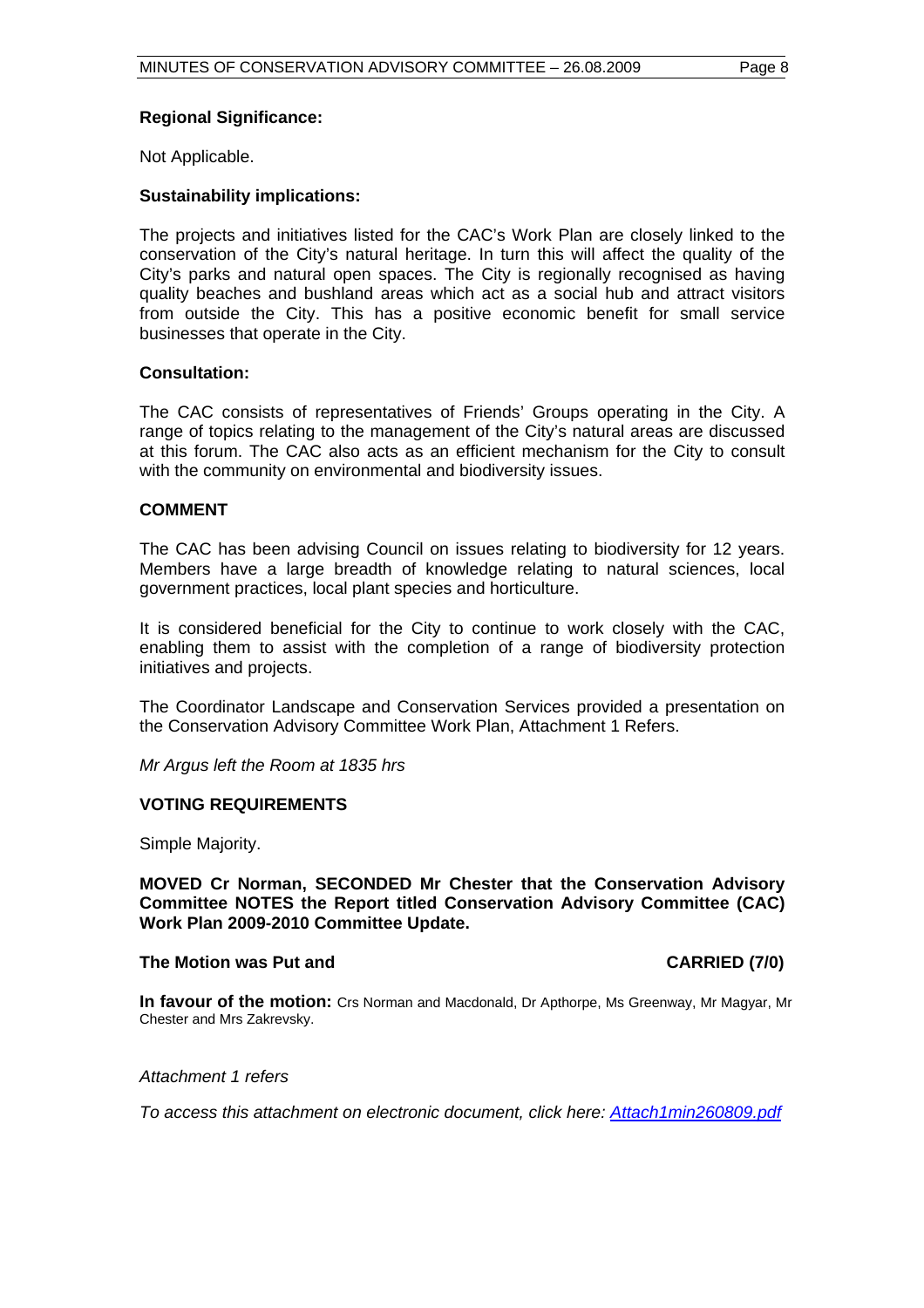**Regional Significance:**

Not Applicable.

**Sustainability implications:**

The projects and initiatives listed for the CAC's Work Plan are closely linked to the conservation of the City's natural heritage. In turn this will affect the quality of the City's parks and natural open spaces. The City is regionally recognised as having quality beaches and bushland areas which act as a social hub and attract visitors from outside the City. This has a positive economic benefit for small service businesses that operate in the City.

**Consultation:**

The CAC consists of representatives of Friends' Groups operating in the City. A range of topics relating to the management of the City's natural areas are discussed at this forum. The CAC also acts as an efficient mechanism for the City to consult with the community on environmental and biodiversity issues.

**COMMENT**

The CAC has been advising Council on issues relating to biodiversity for 12 years. Members have a large breadth of knowledge relating to natural sciences, local government practices, local plant species and horticulture.

It is considered beneficial for the City to continue to work closely with the CAC, enabling them to assist with the completion of a range of biodiversity protection initiatives and projects.

The Coordinator Landscape and Conservation Services provided a presentation on the Conservation Advisory Committee Work Plan, Attachment 1 Refers.

*Mr Argus left the Room at 1835 hrs*

**VOTING REQUIREMENTS**

Simple Majority.

**MOVED Cr Norman, SECONDED Mr Chester that the Conservation Advisory Committee NOTES the Report titled Conservation Advisory Committee (CAC) Work Plan 2009-2010 Committee Update.**

**The Motion was Put and CARRIED (7/0)**

**In favour of the motion:** Crs Norman and Macdonald, Dr Apthorpe, Ms Greenway, Mr Magyar, Mr Chester and Mrs Zakrevsky.

*Attachment 1 refers*

*To access this attachment on electronic document, click here: Attach1min260809.pdf*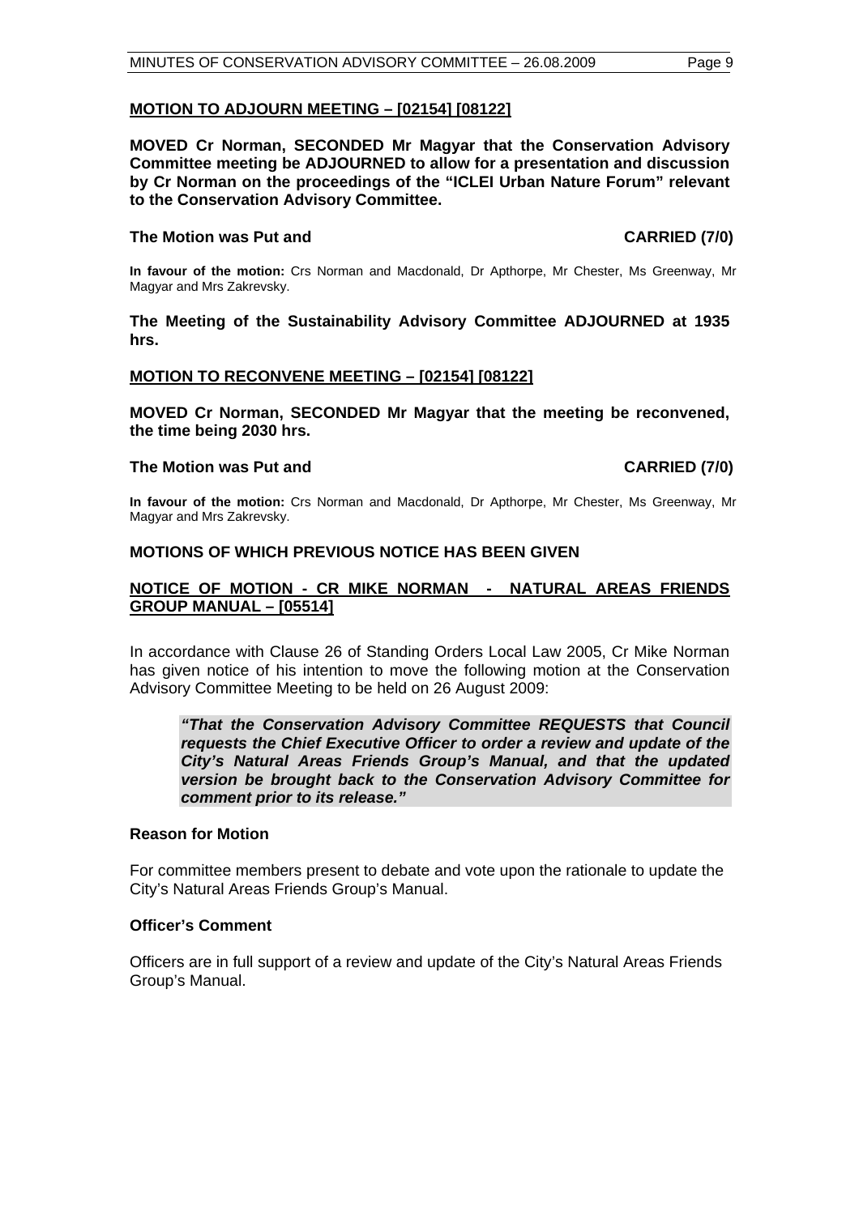**MOTION TO ADJOURN MEETING – [02154] [08122]**

**MOVED Cr Norman, SECONDED Mr Magyar that the Conservation Advisory Committee meeting be ADJOURNED to allow for a presentation and discussion by Cr Norman on the proceedings of the "ICLEI Urban Nature Forum" relevant to the Conservation Advisory Committee.**

**The Motion was Put and CARRIED (7/0)**

**In favour of the motion:** Crs Norman and Macdonald, Dr Apthorpe, Mr Chester, Ms Greenway, Mr Magyar and Mrs Zakrevsky.

**The Meeting of the Sustainability Advisory Committee ADJOURNED at 1935 hrs.**

**MOTION TO RECONVENE MEETING – [02154] [08122]**

**MOVED Cr Norman, SECONDED Mr Magyar that the meeting be reconvened, the time being 2030 hrs.**

**The Motion was Put and CARRIED (7/0)**

**In favour of the motion:** Crs Norman and Macdonald, Dr Apthorpe, Mr Chester, Ms Greenway, Mr Magyar and Mrs Zakrevsky.

## MOTIONS OF WHICH PREVIOUS NOTICE HAS BEEN GIVEN

**NOTICE OF MOTION - CR MIKE NORMAN - NATURAL AREAS FRIENDS GROUP MANUAL – [05514]**

In accordance with Clause 26 of Standing Orders Local Law 2005, Cr Mike Norman has given notice of his intention to move the following motion at the Conservation Advisory Committee Meeting to be held on 26 August 2009:

> ***"That the Conservation Advisory Committee REQUESTS that Council requests the Chief Executive Officer to order a review and update of the City's Natural Areas Friends Group's Manual, and that the updated version be brought back to the Conservation Advisory Committee for comment prior to its release."***

**Reason for Motion**

For committee members present to debate and vote upon the rationale to update the City's Natural Areas Friends Group's Manual.

**Officer's Comment**

Officers are in full support of a review and update of the City's Natural Areas Friends Group's Manual.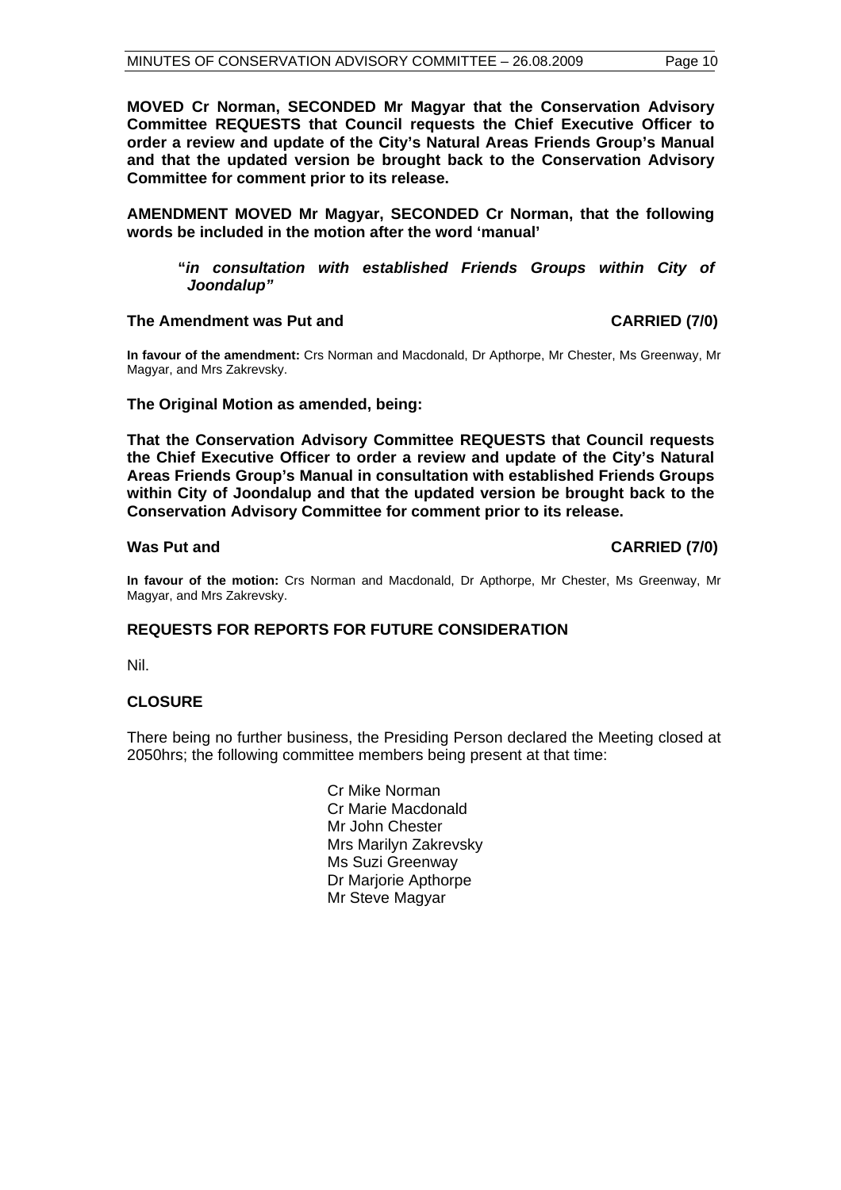**MOVED Cr Norman, SECONDED Mr Magyar that the Conservation Advisory Committee REQUESTS that Council requests the Chief Executive Officer to order a review and update of the City's Natural Areas Friends Group's Manual and that the updated version be brought back to the Conservation Advisory Committee for comment prior to its release.**

**AMENDMENT MOVED Mr Magyar, SECONDED Cr Norman, that the following words be included in the motion after the word 'manual'**

> **"*in consultation with established Friends Groups within City of Joondalup"***

**The Amendment was Put and CARRIED (7/0)**

**In favour of the amendment:** Crs Norman and Macdonald, Dr Apthorpe, Mr Chester, Ms Greenway, Mr Magyar, and Mrs Zakrevsky.

**The Original Motion as amended, being:**

**That the Conservation Advisory Committee REQUESTS that Council requests the Chief Executive Officer to order a review and update of the City's Natural Areas Friends Group's Manual in consultation with established Friends Groups within City of Joondalup and that the updated version be brought back to the Conservation Advisory Committee for comment prior to its release.**

**Was Put and CARRIED (7/0)**

**In favour of the motion:** Crs Norman and Macdonald, Dr Apthorpe, Mr Chester, Ms Greenway, Mr Magyar, and Mrs Zakrevsky.

## REQUESTS FOR REPORTS FOR FUTURE CONSIDERATION

Nil.

## CLOSURE

There being no further business, the Presiding Person declared the Meeting closed at 2050hrs; the following committee members being present at that time:

Cr Mike Norman
Cr Marie Macdonald
Mr John Chester
Mrs Marilyn Zakrevsky
Ms Suzi Greenway
Dr Marjorie Apthorpe
Mr Steve Magyar